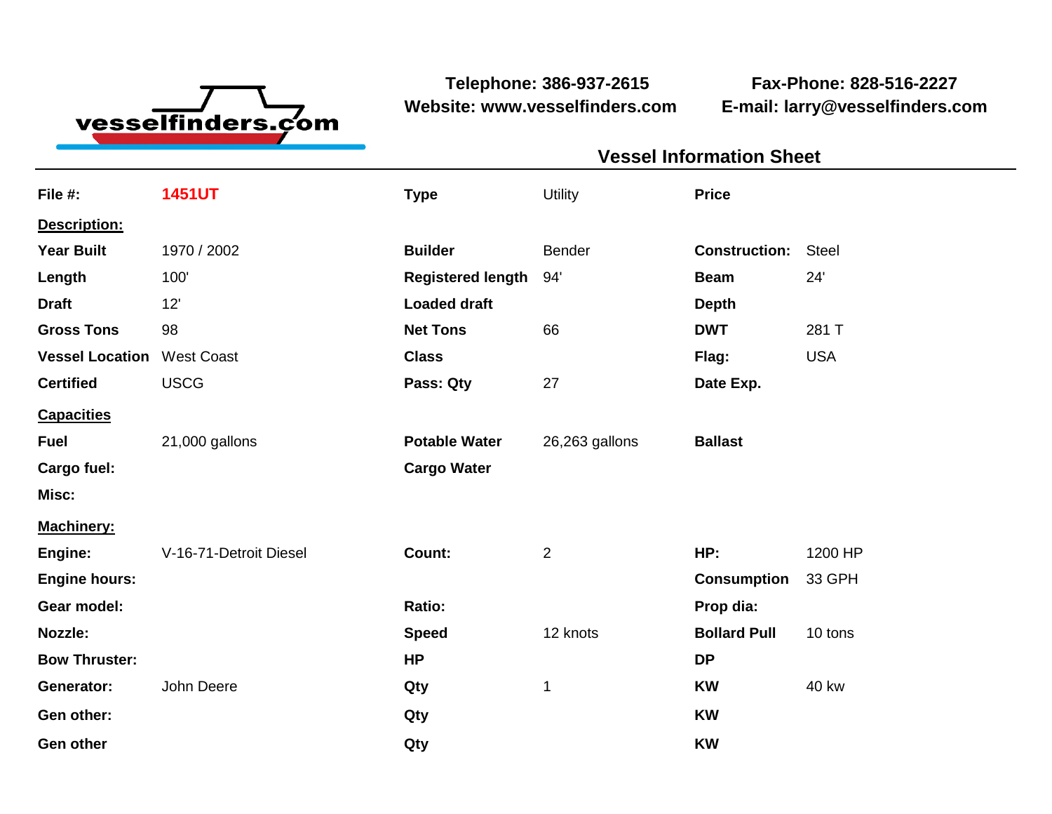vesselfinders.com

**Telephone: 386-937-2615**
**Website: www.vesselfinders.com**

**Fax-Phone: 828-516-2227**
**E-mail: larry@vesselfinders.com**

## Vessel Information Sheet

| | | | | | |
|---|---|---|---|---|---|
| **File #:** | **1451UT** | **Type** | Utility | **Price** | |
| **Description:** | | | | | |
| **Year Built** | 1970 / 2002 | **Builder** | Bender | **Construction:** | Steel |
| **Length** | 100' | **Registered length** | 94' | **Beam** | 24' |
| **Draft** | 12' | **Loaded draft** | | **Depth** | |
| **Gross Tons** | 98 | **Net Tons** | 66 | **DWT** | 281 T |
| **Vessel Location** | West Coast | **Class** | | **Flag:** | USA |
| **Certified** | USCG | **Pass: Qty** | 27 | **Date Exp.** | |
| **Capacities** | | | | | |
| **Fuel** | 21,000 gallons | **Potable Water** | 26,263 gallons | **Ballast** | |
| **Cargo fuel:** | | **Cargo Water** | | | |
| **Misc:** | | | | | |
| **Machinery:** | | | | | |
| **Engine:** | V-16-71-Detroit Diesel | **Count:** | 2 | **HP:** | 1200 HP |
| **Engine hours:** | | | | **Consumption** | 33 GPH |
| **Gear model:** | | **Ratio:** | | **Prop dia:** | |
| **Nozzle:** | | **Speed** | 12 knots | **Bollard Pull** | 10 tons |
| **Bow Thruster:** | | **HP** | | **DP** | |
| **Generator:** | John Deere | **Qty** | 1 | **KW** | 40 kw |
| **Gen other:** | | **Qty** | | **KW** | |
| **Gen other** | | **Qty** | | **KW** | |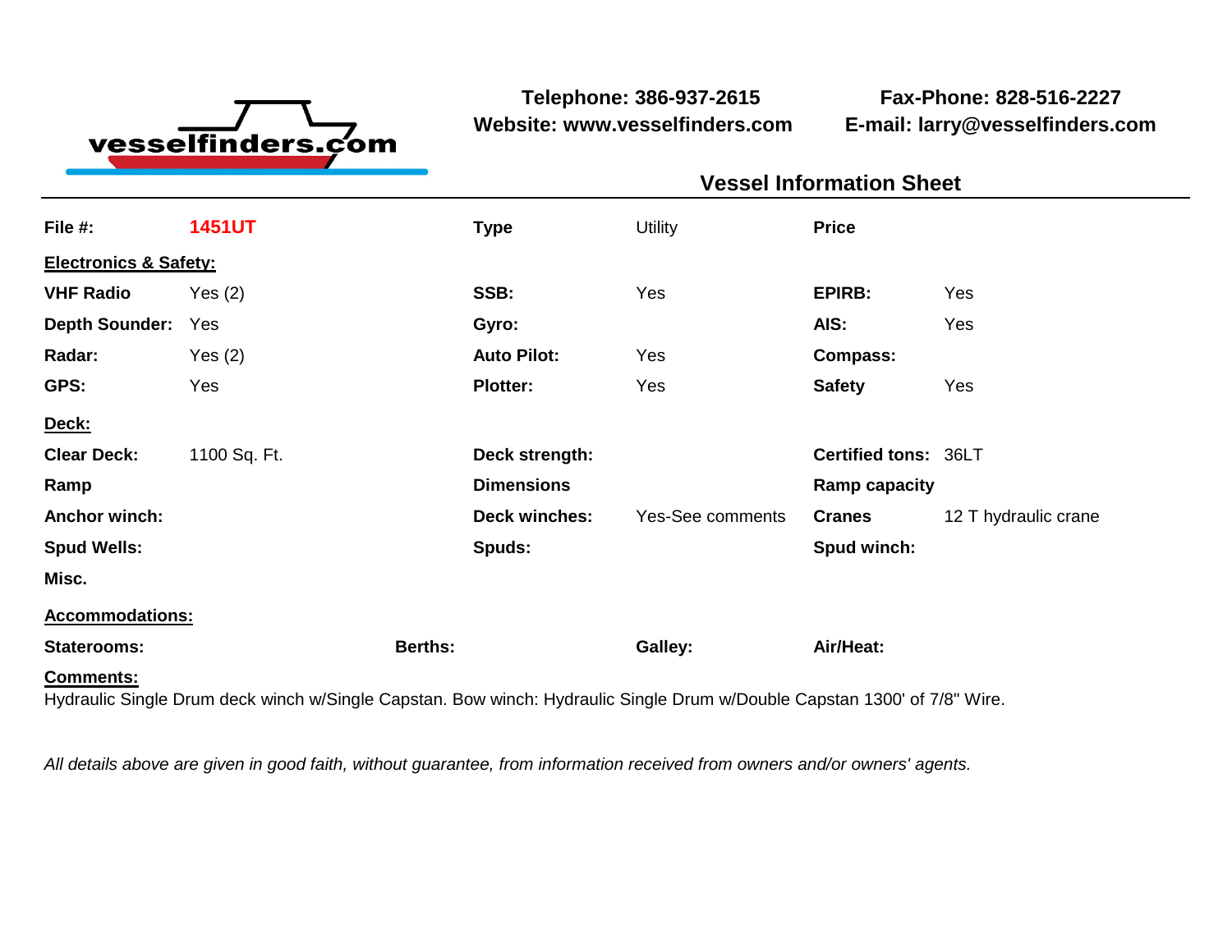vesselfinders.com

**Telephone: 386-937-2615**
**Website: www.vesselfinders.com**

**Fax-Phone: 828-516-2227**
**E-mail: larry@vesselfinders.com**

## Vessel Information Sheet

| | | | | | |
|---|---|---|---|---|---|
| **File #:** | **1451UT** | **Type** | Utility | **Price** | |

**Electronics & Safety:**

| | | | | | |
|---|---|---|---|---|---|
| **VHF Radio** | Yes (2) | **SSB:** | Yes | **EPIRB:** | Yes |
| **Depth Sounder:** | Yes | **Gyro:** | | **AIS:** | Yes |
| **Radar:** | Yes (2) | **Auto Pilot:** | Yes | **Compass:** | |
| **GPS:** | Yes | **Plotter:** | Yes | **Safety** | Yes |

**Deck:**

| | | | | | |
|---|---|---|---|---|---|
| **Clear Deck:** | 1100 Sq. Ft. | **Deck strength:** | | **Certified tons:** | 36LT |
| **Ramp** | | **Dimensions** | | **Ramp capacity** | |
| **Anchor winch:** | | **Deck winches:** | Yes-See comments | **Cranes** | 12 T hydraulic crane |
| **Spud Wells:** | | **Spuds:** | | **Spud winch:** | |
| **Misc.** | | | | | |

**Accommodations:**

| | | | |
|---|---|---|---|
| **Staterooms:** | **Berths:** | **Galley:** | **Air/Heat:** |

**Comments:**

Hydraulic Single Drum deck winch w/Single Capstan. Bow winch: Hydraulic Single Drum w/Double Capstan 1300' of 7/8" Wire.

*All details above are given in good faith, without guarantee, from information received from owners and/or owners' agents.*